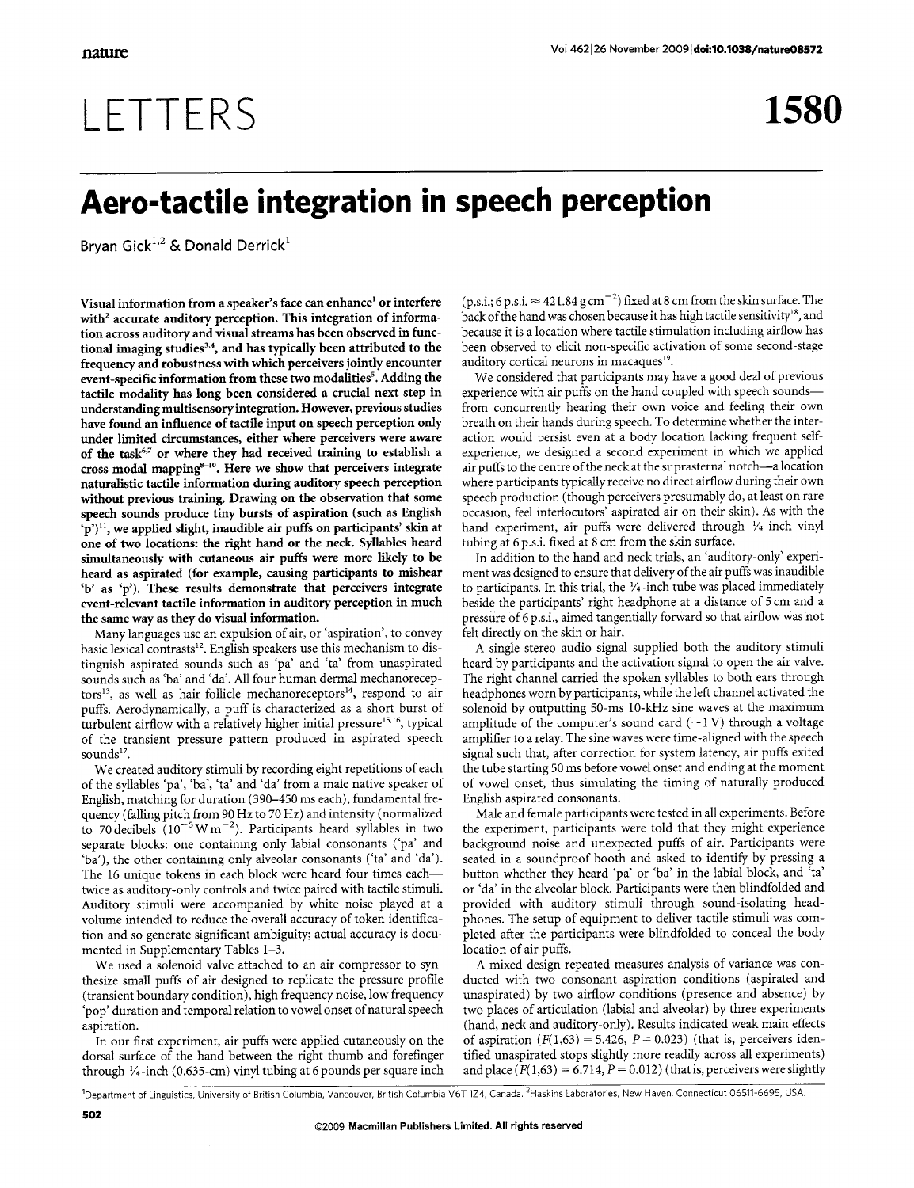# Aero-tactile integration in speech perception

Bryan Gick[1,2] & Donald Derrick[1]

**Visual information from a speaker's face can enhance[1] or interfere with[2] accurate auditory perception. This integration of information across auditory and visual streams has been observed in functional imaging studies[3,4], and has typically been attributed to the frequency and robustness with which perceivers jointly encounter event-specific information from these two modalities[5]. Adding the tactile modality has long been considered a crucial next step in understanding multisensory integration. However, previous studies have found an influence of tactile input on speech perception only under limited circumstances, either where perceivers were aware of the task[6,7] or where they had received training to establish a cross-modal mapping[8–10]. Here we show that perceivers integrate naturalistic tactile information during auditory speech perception without previous training. Drawing on the observation that some speech sounds produce tiny bursts of aspiration (such as English 'p')[11], we applied slight, inaudible air puffs on participants' skin at one of two locations: the right hand or the neck. Syllables heard simultaneously with cutaneous air puffs were more likely to be heard as aspirated (for example, causing participants to mishear 'b' as 'p'). These results demonstrate that perceivers integrate event-relevant tactile information in auditory perception in much the same way as they do visual information.**

Many languages use an expulsion of air, or 'aspiration', to convey basic lexical contrasts[12]. English speakers use this mechanism to distinguish aspirated sounds such as 'pa' and 'ta' from unaspirated sounds such as 'ba' and 'da'. All four human dermal mechanoreceptors[13], as well as hair-follicle mechanoreceptors[14], respond to air puffs. Aerodynamically, a puff is characterized as a short burst of turbulent airflow with a relatively higher initial pressure[15,16], typical of the transient pressure pattern produced in aspirated speech sounds[17].

We created auditory stimuli by recording eight repetitions of each of the syllables 'pa', 'ba', 'ta' and 'da' from a male native speaker of English, matching for duration (390–450 ms each), fundamental frequency (falling pitch from 90 Hz to 70 Hz) and intensity (normalized to 70 decibels ($10^{-5}\,\mathrm{W\,m^{-2}}$)). Participants heard syllables in two separate blocks: one containing only labial consonants ('pa' and 'ba'), the other containing only alveolar consonants ('ta' and 'da'). The 16 unique tokens in each block were heard four times each—twice as auditory-only controls and twice paired with tactile stimuli. Auditory stimuli were accompanied by white noise played at a volume intended to reduce the overall accuracy of token identification and so generate significant ambiguity; actual accuracy is documented in Supplementary Tables 1–3.

We used a solenoid valve attached to an air compressor to synthesize small puffs of air designed to replicate the pressure profile (transient boundary condition), high frequency noise, low frequency 'pop' duration and temporal relation to vowel onset of natural speech aspiration.

In our first experiment, air puffs were applied cutaneously on the dorsal surface of the hand between the right thumb and forefinger through ¼-inch (0.635-cm) vinyl tubing at 6 pounds per square inch (p.s.i.; 6 p.s.i. ≈ 421.84 g $\mathrm{cm^{-2}}$) fixed at 8 cm from the skin surface. The back of the hand was chosen because it has high tactile sensitivity[18], and because it is a location where tactile stimulation including airflow has been observed to elicit non-specific activation of some second-stage auditory cortical neurons in macaques[19].

We considered that participants may have a good deal of previous experience with air puffs on the hand coupled with speech sounds—from concurrently hearing their own voice and feeling their own breath on their hands during speech. To determine whether the interaction would persist even at a body location lacking frequent self-experience, we designed a second experiment in which we applied air puffs to the centre of the neck at the suprasternal notch—a location where participants typically receive no direct airflow during their own speech production (though perceivers presumably do, at least on rare occasion, feel interlocutors' aspirated air on their skin). As with the hand experiment, air puffs were delivered through ¼-inch vinyl tubing at 6 p.s.i. fixed at 8 cm from the skin surface.

In addition to the hand and neck trials, an 'auditory-only' experiment was designed to ensure that delivery of the air puffs was inaudible to participants. In this trial, the ¼-inch tube was placed immediately beside the participants' right headphone at a distance of 5 cm and a pressure of 6 p.s.i., aimed tangentially forward so that airflow was not felt directly on the skin or hair.

A single stereo audio signal supplied both the auditory stimuli heard by participants and the activation signal to open the air valve. The right channel carried the spoken syllables to both ears through headphones worn by participants, while the left channel activated the solenoid by outputting 50-ms 10-kHz sine waves at the maximum amplitude of the computer's sound card (~1 V) through a voltage amplifier to a relay. The sine waves were time-aligned with the speech signal such that, after correction for system latency, air puffs exited the tube starting 50 ms before vowel onset and ending at the moment of vowel onset, thus simulating the timing of naturally produced English aspirated consonants.

Male and female participants were tested in all experiments. Before the experiment, participants were told that they might experience background noise and unexpected puffs of air. Participants were seated in a soundproof booth and asked to identify by pressing a button whether they heard 'pa' or 'ba' in the labial block, and 'ta' or 'da' in the alveolar block. Participants were then blindfolded and provided with auditory stimuli through sound-isolating headphones. The setup of equipment to deliver tactile stimuli was completed after the participants were blindfolded to conceal the body location of air puffs.

A mixed design repeated-measures analysis of variance was conducted with two consonant aspiration conditions (aspirated and unaspirated) by two airflow conditions (presence and absence) by two places of articulation (labial and alveolar) by three experiments (hand, neck and auditory-only). Results indicated weak main effects of aspiration ($F(1,63) = 5.426$, $P = 0.023$) (that is, perceivers identified unaspirated stops slightly more readily across all experiments) and place ($F(1,63) = 6.714$, $P = 0.012$) (that is, perceivers were slightly

[1]Department of Linguistics, University of British Columbia, Vancouver, British Columbia V6T 1Z4, Canada. [2]Haskins Laboratories, New Haven, Connecticut 06511-6695, USA.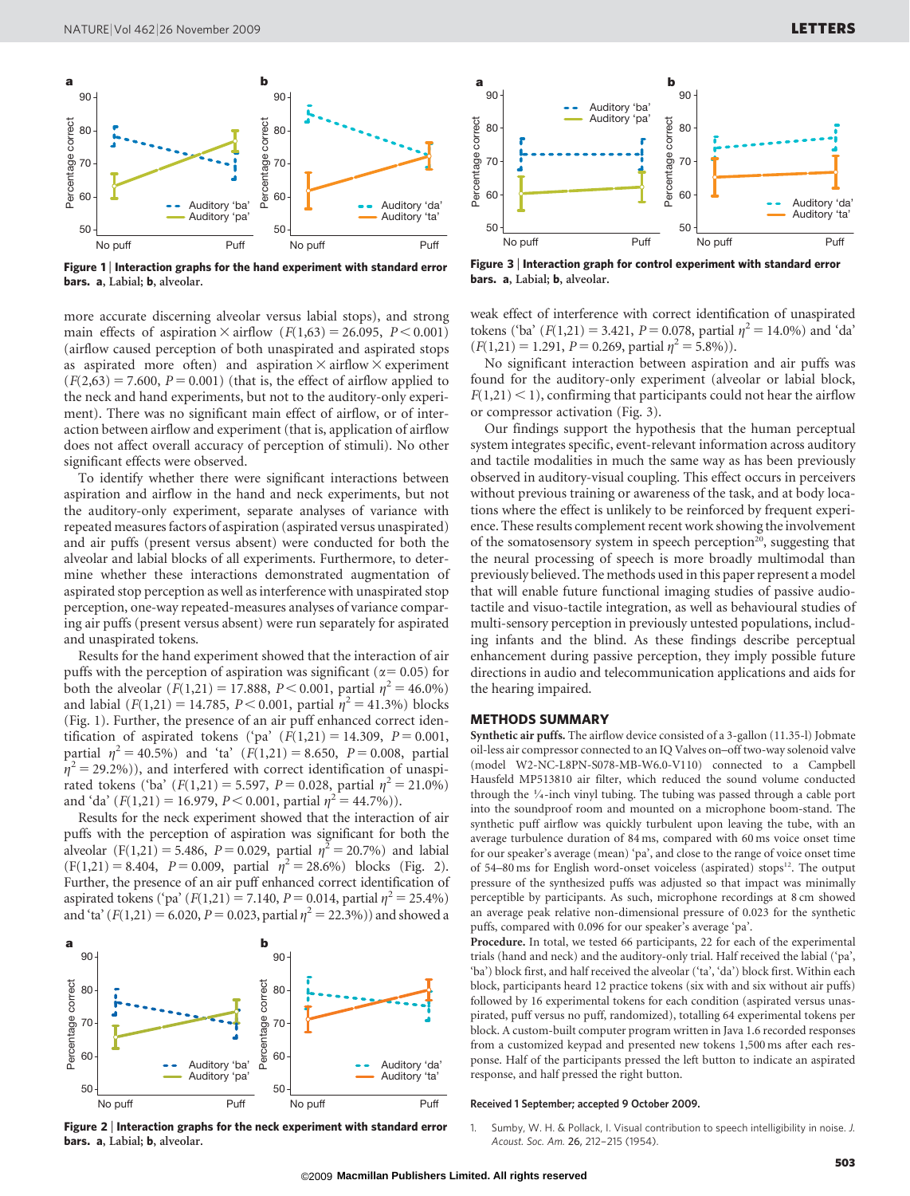**Figure 1 | Interaction graphs for the hand experiment with standard error bars. a**, Labial; **b**, alveolar.

**Figure 3 | Interaction graph for control experiment with standard error bars. a**, Labial; **b**, alveolar.

more accurate discerning alveolar versus labial stops), and strong main effects of aspiration × airflow ($F(1,63) = 26.095$, $P < 0.001$) (airflow caused perception of both unaspirated and aspirated stops as aspirated more often) and aspiration × airflow × experiment ($F(2,63) = 7.600$, $P = 0.001$) (that is, the effect of airflow applied to the neck and hand experiments, but not to the auditory-only experiment). There was no significant main effect of airflow, or of interaction between airflow and experiment (that is, application of airflow does not affect overall accuracy of perception of stimuli). No other significant effects were observed.

To identify whether there were significant interactions between aspiration and airflow in the hand and neck experiments, but not the auditory-only experiment, separate analyses of variance with repeated measures factors of aspiration (aspirated versus unaspirated) and air puffs (present versus absent) were conducted for both the alveolar and labial blocks of all experiments. Furthermore, to determine whether these interactions demonstrated augmentation of aspirated stop perception as well as interference with unaspirated stop perception, one-way repeated-measures analyses of variance comparing air puffs (present versus absent) were run separately for aspirated and unaspirated tokens.

Results for the hand experiment showed that the interaction of air puffs with the perception of aspiration was significant ($\alpha = 0.05$) for both the alveolar ($F(1,21) = 17.888$, $P < 0.001$, partial $\eta^2 = 46.0\%$) and labial ($F(1,21) = 14.785$, $P < 0.001$, partial $\eta^2 = 41.3\%$) blocks (Fig. 1). Further, the presence of an air puff enhanced correct identification of aspirated tokens ('pa' ($F(1,21) = 14.309$, $P = 0.001$, partial $\eta^2 = 40.5\%$) and 'ta' ($F(1,21) = 8.650$, $P = 0.008$, partial $\eta^2 = 29.2\%$)), and interfered with correct identification of unaspirated tokens ('ba' ($F(1,21) = 5.597$, $P = 0.028$, partial $\eta^2 = 21.0\%$) and 'da' ($F(1,21) = 16.979$, $P < 0.001$, partial $\eta^2 = 44.7\%$)).

Results for the neck experiment showed that the interaction of air puffs with the perception of aspiration was significant for both the alveolar ($F(1,21) = 5.486$, $P = 0.029$, partial $\eta^2 = 20.7\%$) and labial ($F(1,21) = 8.404$, $P = 0.009$, partial $\eta^2 = 28.6\%$) blocks (Fig. 2). Further, the presence of an air puff enhanced correct identification of aspirated tokens ('pa' ($F(1,21) = 7.140$, $P = 0.014$, partial $\eta^2 = 25.4\%$) and 'ta' ($F(1,21) = 6.020$, $P = 0.023$, partial $\eta^2 = 22.3\%$)) and showed a weak effect of interference with correct identification of unaspirated tokens ('ba' ($F(1,21) = 3.421$, $P = 0.078$, partial $\eta^2 = 14.0\%$) and 'da' ($F(1,21) = 1.291$, $P = 0.269$, partial $\eta^2 = 5.8\%$)).

**Figure 2 | Interaction graphs for the neck experiment with standard error bars. a**, Labial; **b**, alveolar.

No significant interaction between aspiration and air puffs was found for the auditory-only experiment (alveolar or labial block, $F(1,21) < 1$), confirming that participants could not hear the airflow or compressor activation (Fig. 3).

Our findings support the hypothesis that the human perceptual system integrates specific, event-relevant information across auditory and tactile modalities in much the same way as has been previously observed in auditory-visual coupling. This effect occurs in perceivers without previous training or awareness of the task, and at body locations where the effect is unlikely to be reinforced by frequent experience. These results complement recent work showing the involvement of the somatosensory system in speech perception[20], suggesting that the neural processing of speech is more broadly multimodal than previously believed. The methods used in this paper represent a model that will enable future functional imaging studies of passive audio-tactile and visuo-tactile integration, as well as behavioural studies of multi-sensory perception in previously untested populations, including infants and the blind. As these findings describe perceptual enhancement during passive perception, they imply possible future directions in audio and telecommunication applications and aids for the hearing impaired.

## METHODS SUMMARY

**Synthetic air puffs.** The airflow device consisted of a 3-gallon (11.35-l) Jobmate oil-less air compressor connected to an IQ Valves on–off two-way solenoid valve (model W2-NC-L8PN-S078-MB-W6.0-V110) connected to a Campbell Hausfeld MP513810 air filter, which reduced the sound volume conducted through the ¼-inch vinyl tubing. The tubing was passed through a cable port into the soundproof room and mounted on a microphone boom-stand. The synthetic puff airflow was quickly turbulent upon leaving the tube, with an average turbulence duration of 84 ms, compared with 60 ms voice onset time for our speaker's average (mean) 'pa', and close to the range of voice onset time of 54–80 ms for English word-onset voiceless (aspirated) stops[12]. The output pressure of the synthesized puffs was adjusted so that impact was minimally perceptible by participants. As such, microphone recordings at 8 cm showed an average peak relative non-dimensional pressure of 0.023 for the synthetic puffs, compared with 0.096 for our speaker's average 'pa'.

**Procedure.** In total, we tested 66 participants, 22 for each of the experimental trials (hand and neck) and the auditory-only trial. Half received the labial ('pa', 'ba') block first, and half received the alveolar ('ta', 'da') block first. Within each block, participants heard 12 practice tokens (six with and six without air puffs) followed by 16 experimental tokens for each condition (aspirated versus unaspirated, puff versus no puff, randomized), totalling 64 experimental tokens per block. A custom-built computer program written in Java 1.6 recorded responses from a customized keypad and presented new tokens 1,500 ms after each response. Half of the participants pressed the left button to indicate an aspirated response, and half pressed the right button.

**Received 1 September; accepted 9 October 2009.**

1. Sumby, W. H. & Pollack, I. Visual contribution to speech intelligibility in noise. *J. Acoust. Soc. Am.* 26, 212–215 (1954).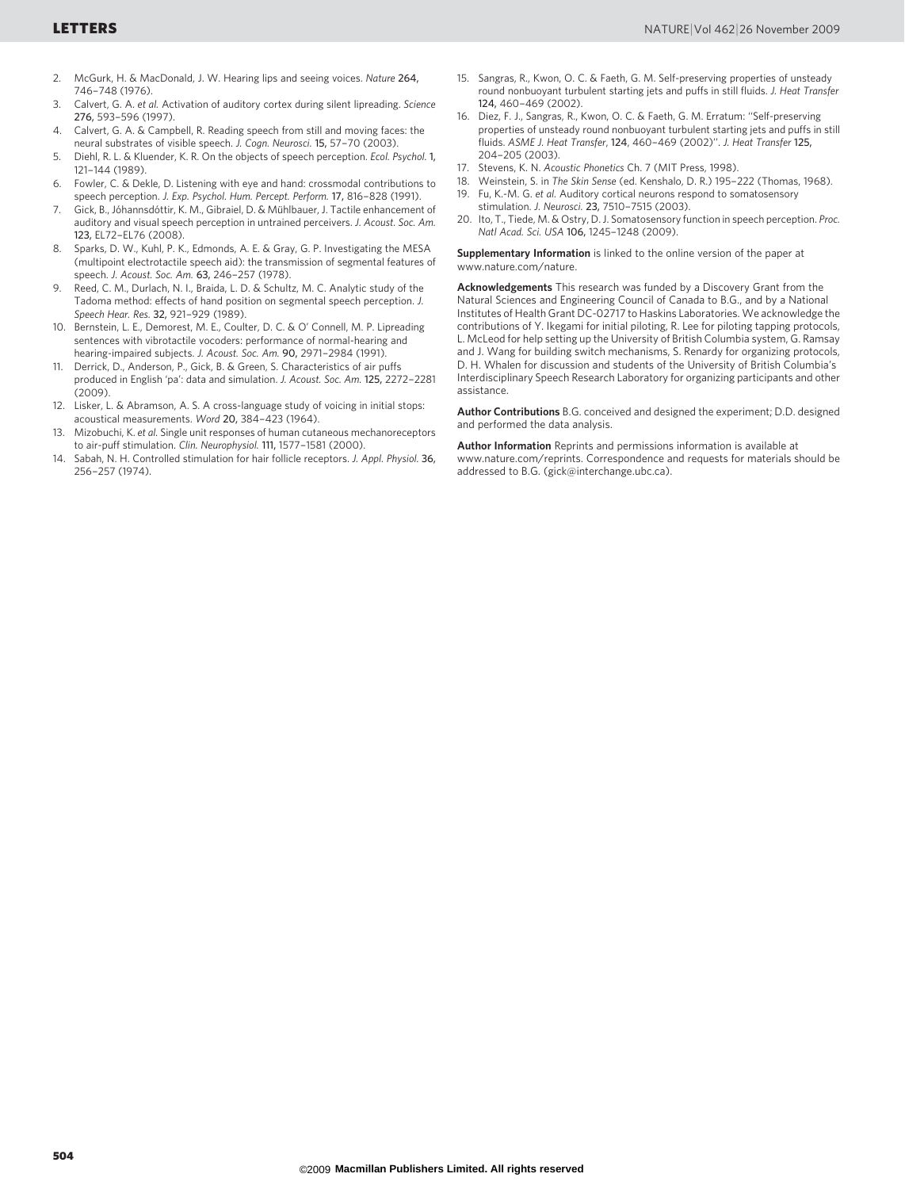2. McGurk, H. & MacDonald, J. W. Hearing lips and seeing voices. *Nature* **264,** 746–748 (1976).
3. Calvert, G. A. *et al.* Activation of auditory cortex during silent lipreading. *Science* **276,** 593–596 (1997).
4. Calvert, G. A. & Campbell, R. Reading speech from still and moving faces: the neural substrates of visible speech. *J. Cogn. Neurosci.* **15,** 57–70 (2003).
5. Diehl, R. L. & Kluender, K. R. On the objects of speech perception. *Ecol. Psychol.* **1,** 121–144 (1989).
6. Fowler, C. & Dekle, D. Listening with eye and hand: crossmodal contributions to speech perception. *J. Exp. Psychol. Hum. Percept. Perform.* **17,** 816–828 (1991).
7. Gick, B., Jóhannsdóttir, K. M., Gibraiel, D. & Mühlbauer, J. Tactile enhancement of auditory and visual speech perception in untrained perceivers. *J. Acoust. Soc. Am.* **123,** EL72–EL76 (2008).
8. Sparks, D. W., Kuhl, P. K., Edmonds, A. E. & Gray, G. P. Investigating the MESA (multipoint electrotactile speech aid): the transmission of segmental features of speech. *J. Acoust. Soc. Am.* **63,** 246–257 (1978).
9. Reed, C. M., Durlach, N. I., Braida, L. D. & Schultz, M. C. Analytic study of the Tadoma method: effects of hand position on segmental speech perception. *J. Speech Hear. Res.* **32,** 921–929 (1989).
10. Bernstein, L. E., Demorest, M. E., Coulter, D. C. & O' Connell, M. P. Lipreading sentences with vibrotactile vocoders: performance of normal-hearing and hearing-impaired subjects. *J. Acoust. Soc. Am.* **90,** 2971–2984 (1991).
11. Derrick, D., Anderson, P., Gick, B. & Green, S. Characteristics of air puffs produced in English 'pa': data and simulation. *J. Acoust. Soc. Am.* **125,** 2272–2281 (2009).
12. Lisker, L. & Abramson, A. S. A cross-language study of voicing in initial stops: acoustical measurements. *Word* **20,** 384–423 (1964).
13. Mizobuchi, K. *et al.* Single unit responses of human cutaneous mechanoreceptors to air-puff stimulation. *Clin. Neurophysiol.* **111,** 1577–1581 (2000).
14. Sabah, N. H. Controlled stimulation for hair follicle receptors. *J. Appl. Physiol.* **36,** 256–257 (1974).
15. Sangras, R., Kwon, O. C. & Faeth, G. M. Self-preserving properties of unsteady round nonbuoyant turbulent starting jets and puffs in still fluids. *J. Heat Transfer* **124,** 460–469 (2002).
16. Diez, F. J., Sangras, R., Kwon, O. C. & Faeth, G. M. Erratum: ''Self-preserving properties of unsteady round nonbuoyant turbulent starting jets and puffs in still fluids. *ASME J. Heat Transfer*, **124**, 460–469 (2002)''. *J. Heat Transfer* **125,** 204–205 (2003).
17. Stevens, K. N. *Acoustic Phonetics* Ch. 7 (MIT Press, 1998).
18. Weinstein, S. in *The Skin Sense* (ed. Kenshalo, D. R.) 195–222 (Thomas, 1968).
19. Fu, K.-M. G. *et al.* Auditory cortical neurons respond to somatosensory stimulation. *J. Neurosci.* **23,** 7510–7515 (2003).
20. Ito, T., Tiede, M. & Ostry, D. J. Somatosensory function in speech perception. *Proc. Natl Acad. Sci. USA* **106,** 1245–1248 (2009).

**Supplementary Information** is linked to the online version of the paper at www.nature.com/nature.

**Acknowledgements** This research was funded by a Discovery Grant from the Natural Sciences and Engineering Council of Canada to B.G., and by a National Institutes of Health Grant DC-02717 to Haskins Laboratories. We acknowledge the contributions of Y. Ikegami for initial piloting, R. Lee for piloting tapping protocols, L. McLeod for help setting up the University of British Columbia system, G. Ramsay and J. Wang for building switch mechanisms, S. Renardy for organizing protocols, D. H. Whalen for discussion and students of the University of British Columbia's Interdisciplinary Speech Research Laboratory for organizing participants and other assistance.

**Author Contributions** B.G. conceived and designed the experiment; D.D. designed and performed the data analysis.

**Author Information** Reprints and permissions information is available at www.nature.com/reprints. Correspondence and requests for materials should be addressed to B.G. (gick@interchange.ubc.ca).